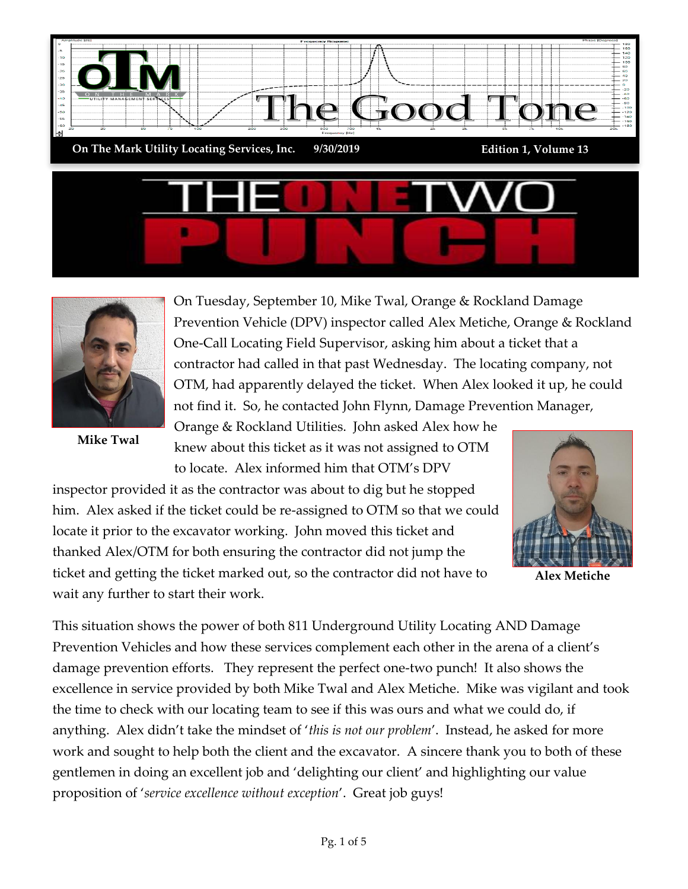# The Good Tone

**On The Mark Utility Locating Services, Inc.** **9/30/2019** **Edition 1, Volume 13**

## THE ONE TWO PUNCH

On Tuesday, September 10, Mike Twal, Orange & Rockland Damage Prevention Vehicle (DPV) inspector called Alex Metiche, Orange & Rockland One-Call Locating Field Supervisor, asking him about a ticket that a contractor had called in that past Wednesday. The locating company, not OTM, had apparently delayed the ticket. When Alex looked it up, he could not find it. So, he contacted John Flynn, Damage Prevention Manager, Orange & Rockland Utilities. John asked Alex how he knew about this ticket as it was not assigned to OTM to locate. Alex informed him that OTM's DPV inspector provided it as the contractor was about to dig but he stopped him. Alex asked if the ticket could be re-assigned to OTM so that we could locate it prior to the excavator working. John moved this ticket and thanked Alex/OTM for both ensuring the contractor did not jump the ticket and getting the ticket marked out, so the contractor did not have to wait any further to start their work.

**Mike Twal**

**Alex Metiche**

This situation shows the power of both 811 Underground Utility Locating AND Damage Prevention Vehicles and how these services complement each other in the arena of a client's damage prevention efforts. They represent the perfect one-two punch! It also shows the excellence in service provided by both Mike Twal and Alex Metiche. Mike was vigilant and took the time to check with our locating team to see if this was ours and what we could do, if anything. Alex didn't take the mindset of '*this is not our problem*'. Instead, he asked for more work and sought to help both the client and the excavator. A sincere thank you to both of these gentlemen in doing an excellent job and 'delighting our client' and highlighting our value proposition of '*service excellence without exception*'. Great job guys!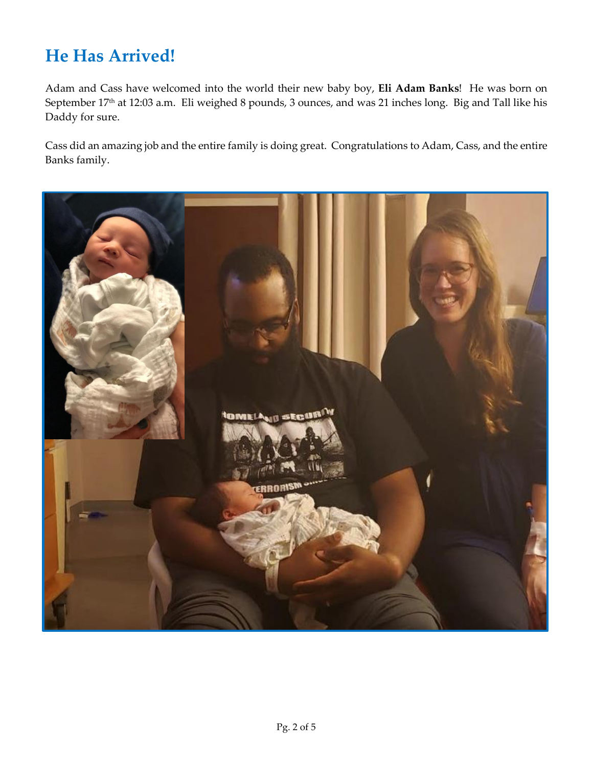## He Has Arrived!

Adam and Cass have welcomed into the world their new baby boy, **Eli Adam Banks**! He was born on September 17th at 12:03 a.m. Eli weighed 8 pounds, 3 ounces, and was 21 inches long. Big and Tall like his Daddy for sure.

Cass did an amazing job and the entire family is doing great. Congratulations to Adam, Cass, and the entire Banks family.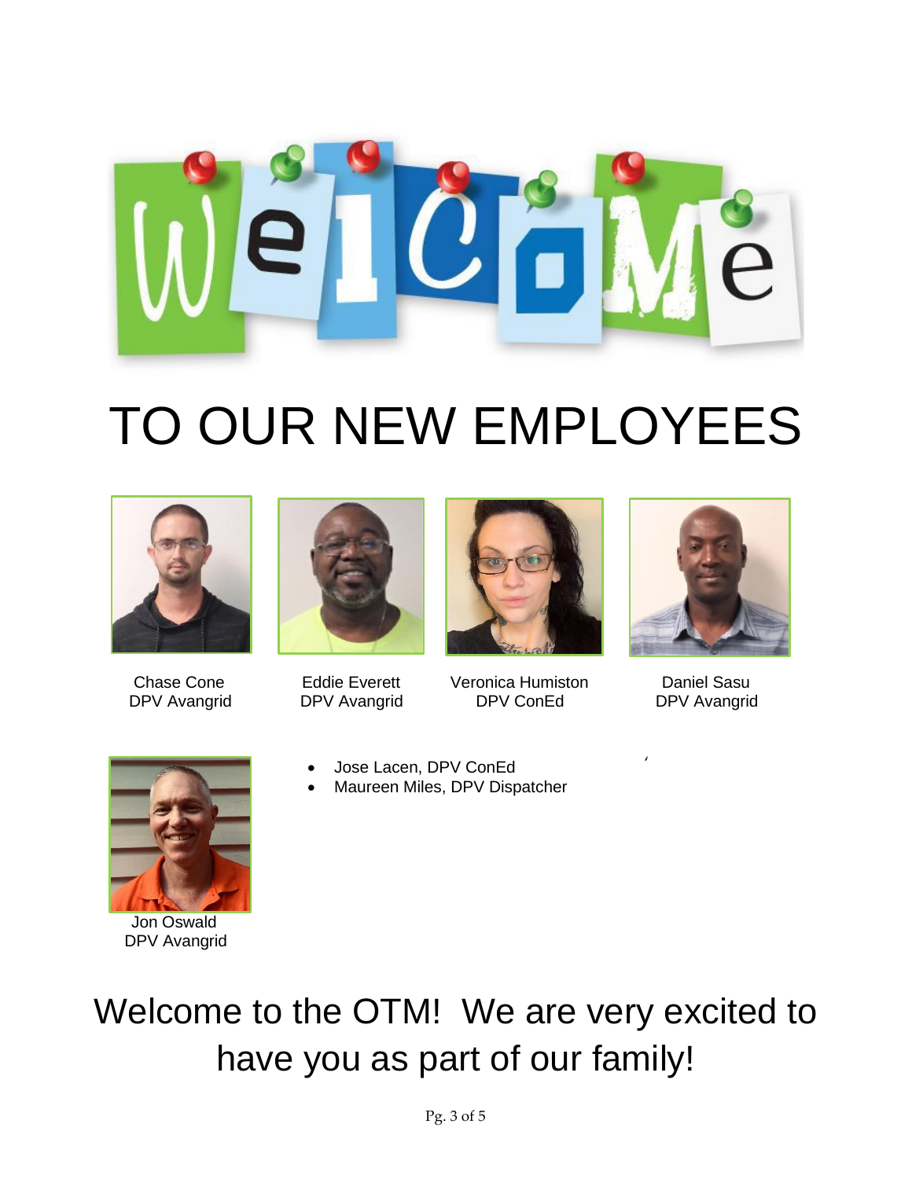# WELCOME

# TO OUR NEW EMPLOYEES

Chase Cone
DPV Avangrid

Eddie Everett
DPV Avangrid

Veronica Humiston
DPV ConEd

Daniel Sasu
DPV Avangrid

Jon Oswald
DPV Avangrid

- Jose Lacen, DPV ConEd
- Maureen Miles, DPV Dispatcher

## Welcome to the OTM! We are very excited to have you as part of our family!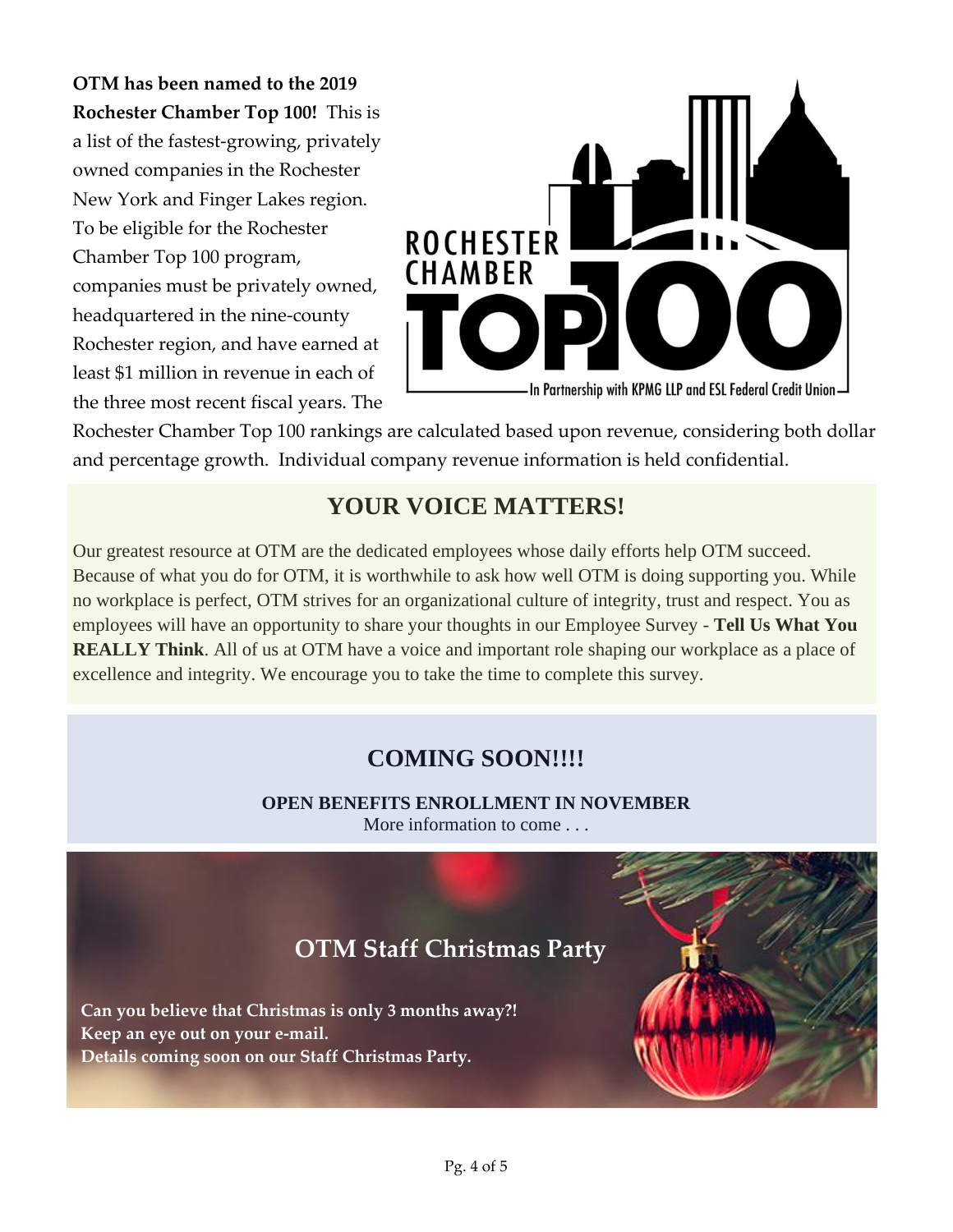**OTM has been named to the 2019 Rochester Chamber Top 100!** This is a list of the fastest-growing, privately owned companies in the Rochester New York and Finger Lakes region. To be eligible for the Rochester Chamber Top 100 program, companies must be privately owned, headquartered in the nine-county Rochester region, and have earned at least $1 million in revenue in each of the three most recent fiscal years. The Rochester Chamber Top 100 rankings are calculated based upon revenue, considering both dollar and percentage growth. Individual company revenue information is held confidential.

ROCHESTER CHAMBER TOP 100

In Partnership with KPMG LLP and ESL Federal Credit Union

## YOUR VOICE MATTERS!

Our greatest resource at OTM are the dedicated employees whose daily efforts help OTM succeed. Because of what you do for OTM, it is worthwhile to ask how well OTM is doing supporting you. While no workplace is perfect, OTM strives for an organizational culture of integrity, trust and respect. You as employees will have an opportunity to share your thoughts in our Employee Survey - **Tell Us What You REALLY Think**. All of us at OTM have a voice and important role shaping our workplace as a place of excellence and integrity. We encourage you to take the time to complete this survey.

## COMING SOON!!!!

**OPEN BENEFITS ENROLLMENT IN NOVEMBER**

More information to come . . .

## OTM Staff Christmas Party

**Can you believe that Christmas is only 3 months away?!**
**Keep an eye out on your e-mail.**
**Details coming soon on our Staff Christmas Party.**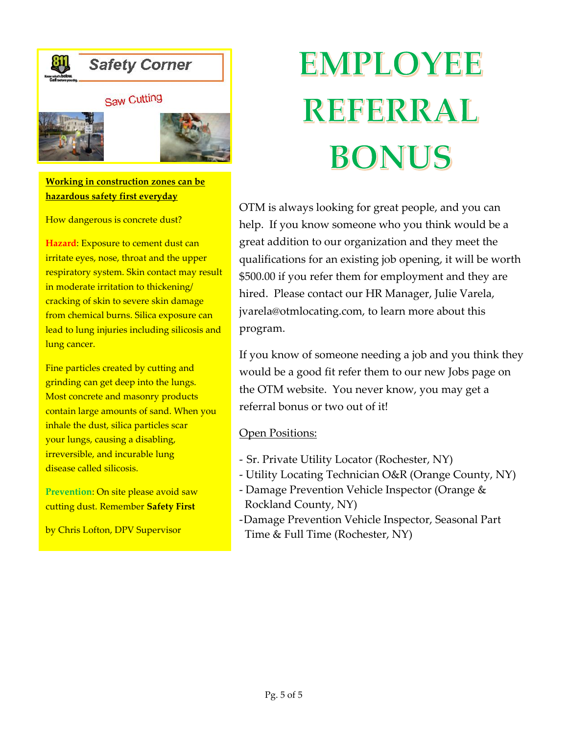## Safety Corner

### Saw Cutting

**Working in construction zones can be hazardous safety first everyday**

How dangerous is concrete dust?

**Hazard**: Exposure to cement dust can irritate eyes, nose, throat and the upper respiratory system. Skin contact may result in moderate irritation to thickening/ cracking of skin to severe skin damage from chemical burns. Silica exposure can lead to lung injuries including silicosis and lung cancer.

Fine particles created by cutting and grinding can get deep into the lungs. Most concrete and masonry products contain large amounts of sand. When you inhale the dust, silica particles scar your lungs, causing a disabling, irreversible, and incurable lung disease called silicosis.

**Prevention**: On site please avoid saw cutting dust. Remember **Safety First**

by Chris Lofton, DPV Supervisor

# EMPLOYEE REFERRAL BONUS

OTM is always looking for great people, and you can help. If you know someone who you think would be a great addition to our organization and they meet the qualifications for an existing job opening, it will be worth $500.00 if you refer them for employment and they are hired. Please contact our HR Manager, Julie Varela, jvarela@otmlocating.com, to learn more about this program.

If you know of someone needing a job and you think they would be a good fit refer them to our new Jobs page on the OTM website. You never know, you may get a referral bonus or two out of it!

Open Positions:

- Sr. Private Utility Locator (Rochester, NY)
- Utility Locating Technician O&R (Orange County, NY)
- Damage Prevention Vehicle Inspector (Orange & Rockland County, NY)
- Damage Prevention Vehicle Inspector, Seasonal Part Time & Full Time (Rochester, NY)